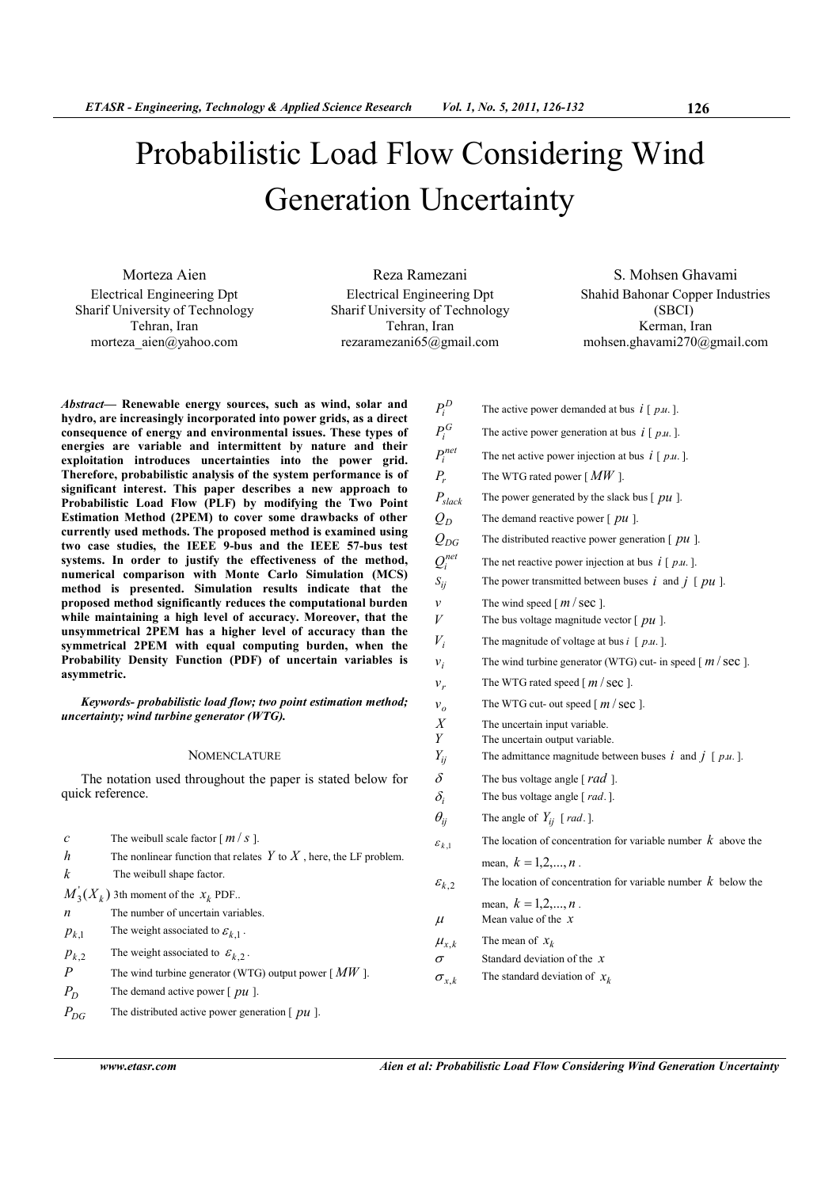# Probabilistic Load Flow Considering Wind Generation Uncertainty

Morteza Aien
Electrical Engineering Dpt
Sharif University of Technology
Tehran, Iran
morteza_aien@yahoo.com

Reza Ramezani
Electrical Engineering Dpt
Sharif University of Technology
Tehran, Iran
rezaramezani65@gmail.com

S. Mohsen Ghavami
Shahid Bahonar Copper Industries (SBCI)
Kerman, Iran
mohsen.ghavami270@gmail.com

***Abstract*— Renewable energy sources, such as wind, solar and hydro, are increasingly incorporated into power grids, as a direct consequence of energy and environmental issues. These types of energies are variable and intermittent by nature and their exploitation introduces uncertainties into the power grid. Therefore, probabilistic analysis of the system performance is of significant interest. This paper describes a new approach to Probabilistic Load Flow (PLF) by modifying the Two Point Estimation Method (2PEM) to cover some drawbacks of other currently used methods. The proposed method is examined using two case studies, the IEEE 9-bus and the IEEE 57-bus test systems. In order to justify the effectiveness of the method, numerical comparison with Monte Carlo Simulation (MCS) method is presented. Simulation results indicate that the proposed method significantly reduces the computational burden while maintaining a high level of accuracy. Moreover, that the unsymmetrical 2PEM has a higher level of accuracy than the symmetrical 2PEM with equal computing burden, when the Probability Density Function (PDF) of uncertain variables is asymmetric.**

***Keywords- probabilistic load flow; two point estimation method; uncertainty; wind turbine generator (WTG).***

## NOMENCLATURE

The notation used throughout the paper is stated below for quick reference.

| | |
|---|---|
| $c$ | The weibull scale factor [ $m/s$ ]. |
| $h$ | The nonlinear function that relates $Y$ to $X$ , here, the LF problem. |
| $k$ | The weibull shape factor. |
| $M_3'(X_k)$ | 3th moment of the $x_k$ PDF.. |
| $n$ | The number of uncertain variables. |
| $p_{k,1}$ | The weight associated to $\varepsilon_{k,1}$ . |
| $p_{k,2}$ | The weight associated to $\varepsilon_{k,2}$ . |
| $P$ | The wind turbine generator (WTG) output power [ $MW$ ]. |
| $P_D$ | The demand active power [ $pu$ ]. |
| $P_{DG}$ | The distributed active power generation [ $pu$ ]. |
| $P_i^D$ | The active power demanded at bus $i$ [ $p.u.$ ]. |
| $P_i^G$ | The active power generation at bus $i$ [ $p.u.$ ]. |
| $P_i^{net}$ | The net active power injection at bus $i$ [ $p.u.$ ]. |
| $P_r$ | The WTG rated power [ $MW$ ]. |
| $P_{slack}$ | The power generated by the slack bus [ $pu$ ]. |
| $Q_D$ | The demand reactive power [ $pu$ ]. |
| $Q_{DG}$ | The distributed reactive power generation [ $pu$ ]. |
| $Q_i^{net}$ | The net reactive power injection at bus $i$ [ $p.u.$ ]. |
| $S_{ij}$ | The power transmitted between buses $i$ and $j$ [ $pu$ ]. |
| $v$ | The wind speed [ $m/\sec$ ]. |
| $V$ | The bus voltage magnitude vector [ $pu$ ]. |
| $V_i$ | The magnitude of voltage at bus $i$ [ $p.u.$ ]. |
| $v_i$ | The wind turbine generator (WTG) cut- in speed [ $m/\sec$ ]. |
| $v_r$ | The WTG rated speed [ $m/\sec$ ]. |
| $v_o$ | The WTG cut- out speed [ $m/\sec$ ]. |
| $X$ | The uncertain input variable. |
| $Y$ | The uncertain output variable. |
| $Y_{ij}$ | The admittance magnitude between buses $i$ and $j$ [ $p.u.$ ]. |
| $\delta$ | The bus voltage angle [ $rad$ ]. |
| $\delta_i$ | The bus voltage angle [ $rad.$ ]. |
| $\theta_{ij}$ | The angle of $Y_{ij}$ [ $rad.$ ]. |
| $\varepsilon_{k,1}$ | The location of concentration for variable number $k$ above the mean, $k=1,2,...,n$ . |
| $\varepsilon_{k,2}$ | The location of concentration for variable number $k$ below the mean, $k=1,2,...,n$ . |
| $\mu$ | Mean value of the $x$ |
| $\mu_{x,k}$ | The mean of $x_k$ |
| $\sigma$ | Standard deviation of the $x$ |
| $\sigma_{x,k}$ | The standard deviation of $x_k$ |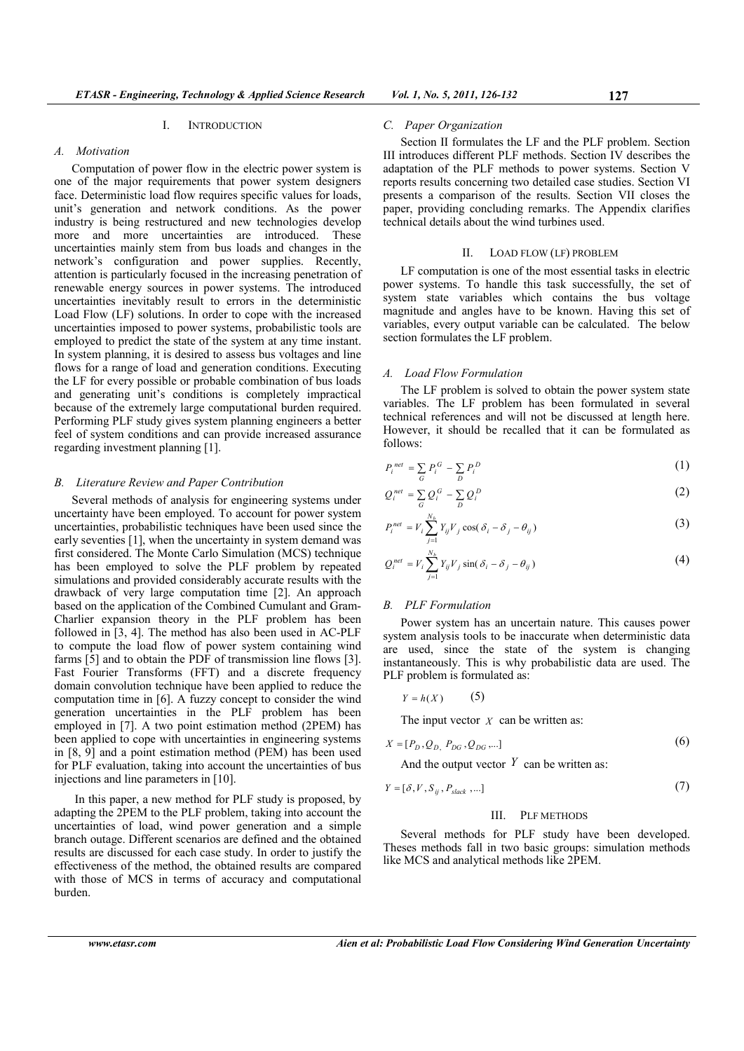## I. INTRODUCTION

### A. Motivation

Computation of power flow in the electric power system is one of the major requirements that power system designers face. Deterministic load flow requires specific values for loads, unit's generation and network conditions. As the power industry is being restructured and new technologies develop more and more uncertainties are introduced. These uncertainties mainly stem from bus loads and changes in the network's configuration and power supplies. Recently, attention is particularly focused in the increasing penetration of renewable energy sources in power systems. The introduced uncertainties inevitably result to errors in the deterministic Load Flow (LF) solutions. In order to cope with the increased uncertainties imposed to power systems, probabilistic tools are employed to predict the state of the system at any time instant. In system planning, it is desired to assess bus voltages and line flows for a range of load and generation conditions. Executing the LF for every possible or probable combination of bus loads and generating unit's conditions is completely impractical because of the extremely large computational burden required. Performing PLF study gives system planning engineers a better feel of system conditions and can provide increased assurance regarding investment planning [1].

### B. Literature Review and Paper Contribution

Several methods of analysis for engineering systems under uncertainty have been employed. To account for power system uncertainties, probabilistic techniques have been used since the early seventies [1], when the uncertainty in system demand was first considered. The Monte Carlo Simulation (MCS) technique has been employed to solve the PLF problem by repeated simulations and provided considerably accurate results with the drawback of very large computation time [2]. An approach based on the application of the Combined Cumulant and Gram-Charlier expansion theory in the PLF problem has been followed in [3, 4]. The method has also been used in AC-PLF to compute the load flow of power system containing wind farms [5] and to obtain the PDF of transmission line flows [3]. Fast Fourier Transforms (FFT) and a discrete frequency domain convolution technique have been applied to reduce the computation time in [6]. A fuzzy concept to consider the wind generation uncertainties in the PLF problem has been employed in [7]. A two point estimation method (2PEM) has been applied to cope with uncertainties in engineering systems in [8, 9] and a point estimation method (PEM) has been used for PLF evaluation, taking into account the uncertainties of bus injections and line parameters in [10].

In this paper, a new method for PLF study is proposed, by adapting the 2PEM to the PLF problem, taking into account the uncertainties of load, wind power generation and a simple branch outage. Different scenarios are defined and the obtained results are discussed for each case study. In order to justify the effectiveness of the method, the obtained results are compared with those of MCS in terms of accuracy and computational burden.

### C. Paper Organization

Section II formulates the LF and the PLF problem. Section III introduces different PLF methods. Section IV describes the adaptation of the PLF methods to power systems. Section V reports results concerning two detailed case studies. Section VI presents a comparison of the results. Section VII closes the paper, providing concluding remarks. The Appendix clarifies technical details about the wind turbines used.

## II. LOAD FLOW (LF) PROBLEM

LF computation is one of the most essential tasks in electric power systems. To handle this task successfully, the set of system state variables which contains the bus voltage magnitude and angles have to be known. Having this set of variables, every output variable can be calculated. The below section formulates the LF problem.

### A. Load Flow Formulation

The LF problem is solved to obtain the power system state variables. The LF problem has been formulated in several technical references and will not be discussed at length here. However, it should be recalled that it can be formulated as follows:

$$P_i^{net} = \sum_G P_i^G - \sum_D P_i^D \tag{1}$$

$$Q_i^{net} = \sum_G Q_i^G - \sum_D Q_i^D \tag{2}$$

$$P_i^{net} = V_i \sum_{j=1}^{N_b} Y_{ij} V_j \cos(\delta_i - \delta_j - \theta_{ij}) \tag{3}$$

$$Q_i^{net} = V_i \sum_{j=1}^{N_b} Y_{ij} V_j \sin(\delta_i - \delta_j - \theta_{ij}) \tag{4}$$

### B. PLF Formulation

Power system has an uncertain nature. This causes power system analysis tools to be inaccurate when deterministic data are used, since the state of the system is changing instantaneously. This is why probabilistic data are used. The PLF problem is formulated as:

$$Y = h(X) \tag{5}$$

The input vector $X$ can be written as:

$$X = [P_D, Q_D, P_{DG}, Q_{DG}, \ldots] \tag{6}$$

And the output vector $Y$ can be written as:

$$Y = [\delta, V, S_{ij}, P_{slack}, \ldots] \tag{7}$$

## III. PLF METHODS

Several methods for PLF study have been developed. Theses methods fall in two basic groups: simulation methods like MCS and analytical methods like 2PEM.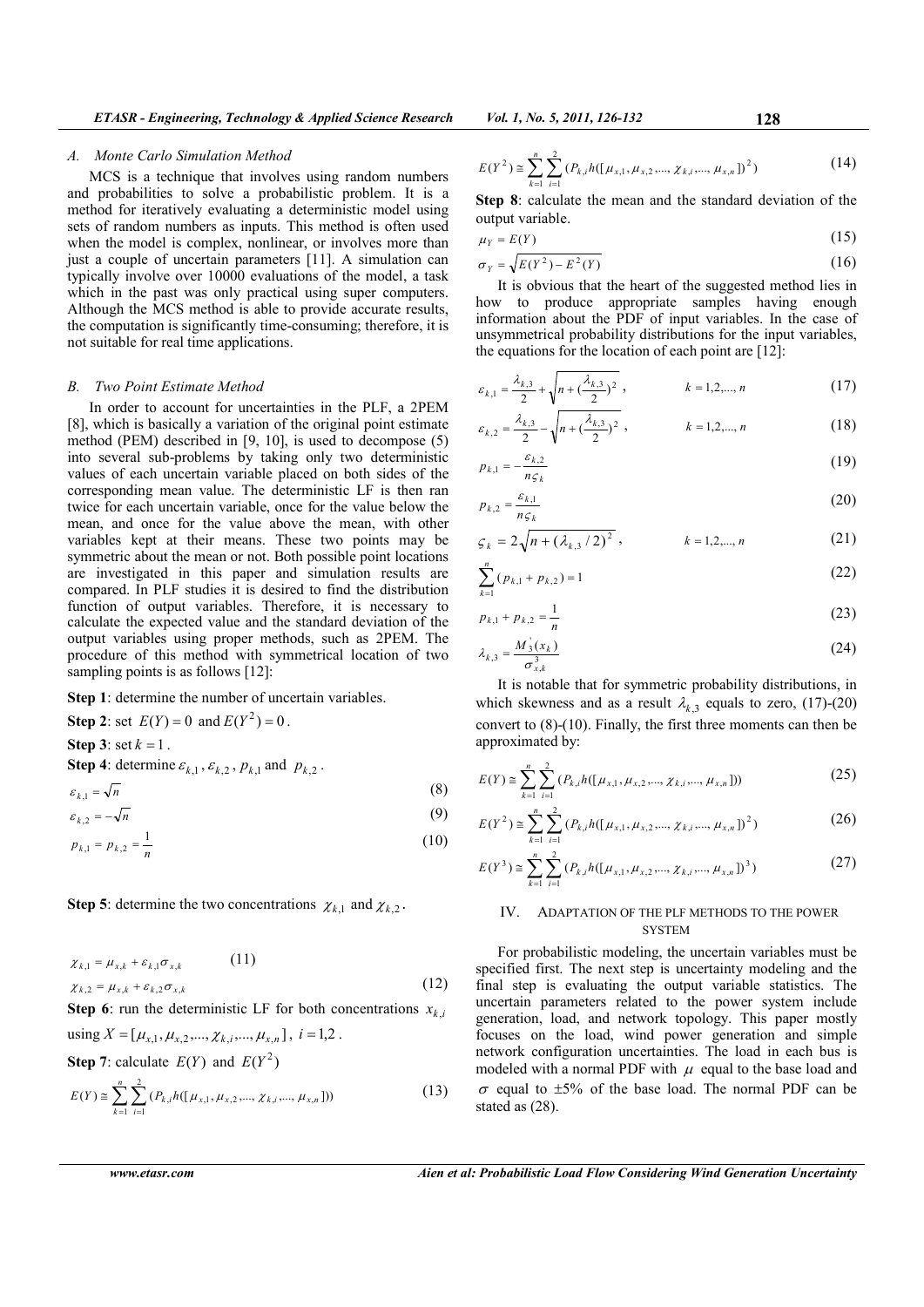### A. Monte Carlo Simulation Method

MCS is a technique that involves using random numbers and probabilities to solve a probabilistic problem. It is a method for iteratively evaluating a deterministic model using sets of random numbers as inputs. This method is often used when the model is complex, nonlinear, or involves more than just a couple of uncertain parameters [11]. A simulation can typically involve over 10000 evaluations of the model, a task which in the past was only practical using super computers. Although the MCS method is able to provide accurate results, the computation is significantly time-consuming; therefore, it is not suitable for real time applications.

### B. Two Point Estimate Method

In order to account for uncertainties in the PLF, a 2PEM [8], which is basically a variation of the original point estimate method (PEM) described in [9, 10], is used to decompose (5) into several sub-problems by taking only two deterministic values of each uncertain variable placed on both sides of the corresponding mean value. The deterministic LF is then ran twice for each uncertain variable, once for the value below the mean, and once for the value above the mean, with other variables kept at their means. These two points may be symmetric about the mean or not. Both possible point locations are investigated in this paper and simulation results are compared. In PLF studies it is desired to find the distribution function of output variables. Therefore, it is necessary to calculate the expected value and the standard deviation of the output variables using proper methods, such as 2PEM. The procedure of this method with symmetrical location of two sampling points is as follows [12]:

**Step 1**: determine the number of uncertain variables.

**Step 2**: set $E(Y)=0$ and $E(Y^2)=0$.

**Step 3**: set $k=1$.

**Step 4**: determine $\varepsilon_{k,1}$, $\varepsilon_{k,2}$, $p_{k,1}$ and $p_{k,2}$.

$$\varepsilon_{k,1}=\sqrt{n} \tag{8}$$

$$\varepsilon_{k,2}=-\sqrt{n} \tag{9}$$

$$p_{k,1}=p_{k,2}=\frac{1}{n} \tag{10}$$

**Step 5**: determine the two concentrations $\chi_{k,1}$ and $\chi_{k,2}$.

$$\chi_{k,1}=\mu_{x,k}+\varepsilon_{k,1}\sigma_{x,k} \tag{11}$$

$$\chi_{k,2}=\mu_{x,k}+\varepsilon_{k,2}\sigma_{x,k} \tag{12}$$

**Step 6**: run the deterministic LF for both concentrations $x_{k,i}$ using $X=[\mu_{x,1},\mu_{x,2},...,\chi_{k,i},...,\mu_{x,n}]$, $i=1,2$.

**Step 7**: calculate $E(Y)$ and $E(Y^2)$

$$E(Y)\cong\sum_{k=1}^{n}\sum_{i=1}^{2}(P_{k,i}h([\mu_{x,1},\mu_{x,2},...,\chi_{k,i},...,\mu_{x,n}])) \tag{13}$$

$$E(Y^2)\cong\sum_{k=1}^{n}\sum_{i=1}^{2}(P_{k,i}h([\mu_{x,1},\mu_{x,2},...,\chi_{k,i},...,\mu_{x,n}])^2) \tag{14}$$

**Step 8**: calculate the mean and the standard deviation of the output variable.

$$\mu_Y=E(Y) \tag{15}$$

$$\sigma_Y=\sqrt{E(Y^2)-E^2(Y)} \tag{16}$$

It is obvious that the heart of the suggested method lies in how to produce appropriate samples having enough information about the PDF of input variables. In the case of unsymmetrical probability distributions for the input variables, the equations for the location of each point are [12]:

$$\varepsilon_{k,1}=\frac{\lambda_{k,3}}{2}+\sqrt{n+(\frac{\lambda_{k,3}}{2})^2}\,,\qquad k=1,2,...,n \tag{17}$$

$$\varepsilon_{k,2}=\frac{\lambda_{k,3}}{2}-\sqrt{n+(\frac{\lambda_{k,3}}{2})^2}\,,\qquad k=1,2,...,n \tag{18}$$

$$p_{k,1}=-\frac{\varepsilon_{k,2}}{n\varsigma_k} \tag{19}$$

$$p_{k,2}=\frac{\varepsilon_{k,1}}{n\varsigma_k} \tag{20}$$

$$\varsigma_k=2\sqrt{n+(\lambda_{k,3}/2)^2}\,,\qquad k=1,2,...,n \tag{21}$$

$$\sum_{k=1}^{n}(p_{k,1}+p_{k,2})=1 \tag{22}$$

$$p_{k,1}+p_{k,2}=\frac{1}{n} \tag{23}$$

$$\lambda_{k,3}=\frac{M_3^{'}(x_k)}{\sigma_{x,k}^3} \tag{24}$$

It is notable that for symmetric probability distributions, in which skewness and as a result $\lambda_{k,3}$ equals to zero, (17)-(20) convert to (8)-(10). Finally, the first three moments can then be approximated by:

$$E(Y)\cong\sum_{k=1}^{n}\sum_{i=1}^{2}(P_{k,i}h([\mu_{x,1},\mu_{x,2},...,\chi_{k,i},...,\mu_{x,n}])) \tag{25}$$

$$E(Y^2)\cong\sum_{k=1}^{n}\sum_{i=1}^{2}(P_{k,i}h([\mu_{x,1},\mu_{x,2},...,\chi_{k,i},...,\mu_{x,n}])^2) \tag{26}$$

$$E(Y^3)\cong\sum_{k=1}^{n}\sum_{i=1}^{2}(P_{k,i}h([\mu_{x,1},\mu_{x,2},...,\chi_{k,i},...,\mu_{x,n}])^3) \tag{27}$$

## IV. Adaptation of the PLF Methods to the Power System

For probabilistic modeling, the uncertain variables must be specified first. The next step is uncertainty modeling and the final step is evaluating the output variable statistics. The uncertain parameters related to the power system include generation, load, and network topology. This paper mostly focuses on the load, wind power generation and simple network configuration uncertainties. The load in each bus is modeled with a normal PDF with $\mu$ equal to the base load and $\sigma$ equal to $\pm5\%$ of the base load. The normal PDF can be stated as (28).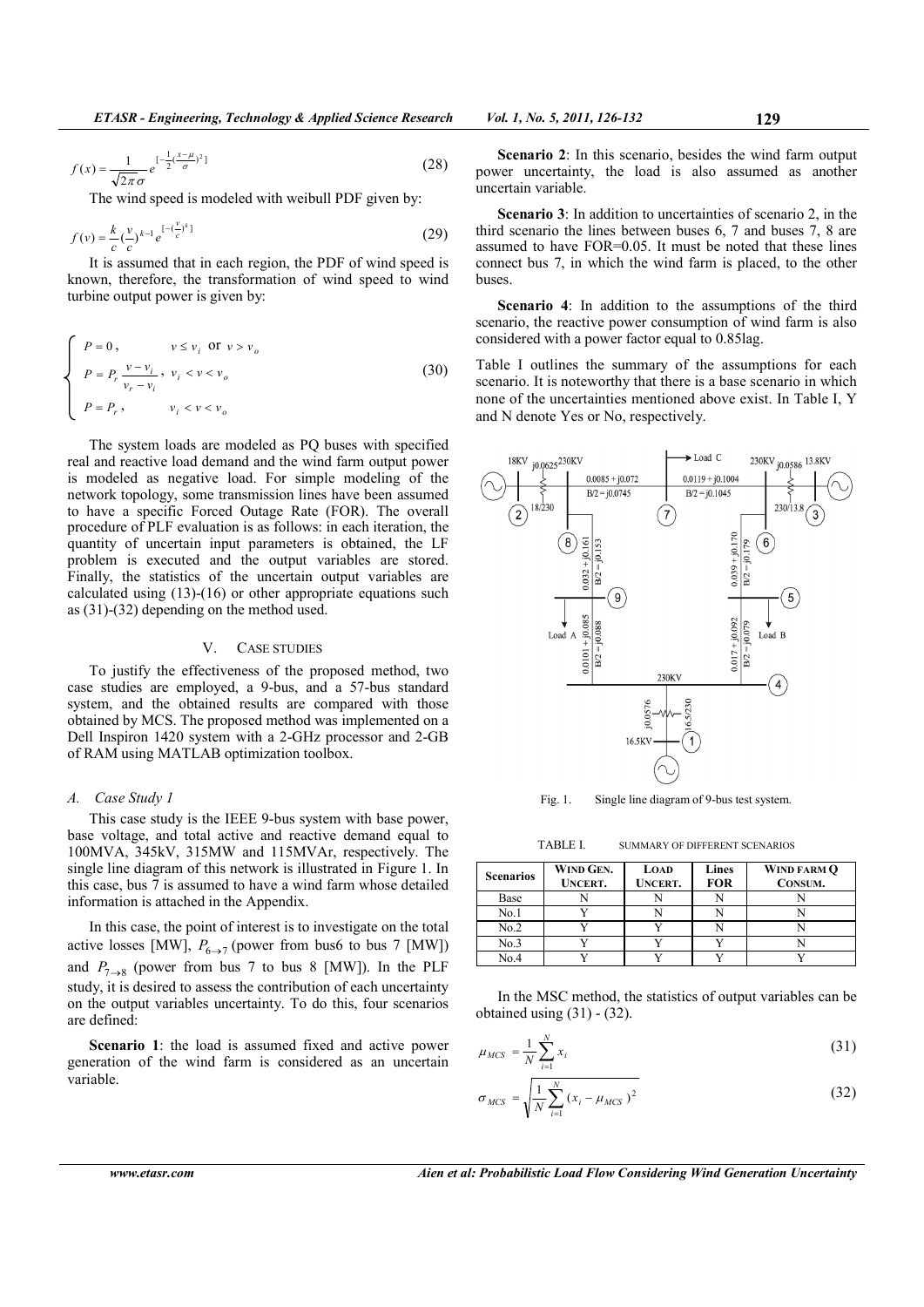$$f(x) = \frac{1}{\sqrt{2\pi}\sigma} e^{[-\frac{1}{2}(\frac{x-\mu}{\sigma})^2]} \tag{28}$$

The wind speed is modeled with weibull PDF given by:

$$f(v) = \frac{k}{c}(\frac{v}{c})^{k-1} e^{[-(\frac{v}{c})^k]} \tag{29}$$

It is assumed that in each region, the PDF of wind speed is known, therefore, the transformation of wind speed to wind turbine output power is given by:

$$\begin{cases} P = 0, & v \le v_i \text{ or } v > v_o \\ P = P_r \dfrac{v - v_i}{v_r - v_i}, & v_i < v < v_o \\ P = P_r, & v_i < v < v_o \end{cases} \tag{30}$$

The system loads are modeled as PQ buses with specified real and reactive load demand and the wind farm output power is modeled as negative load. For simple modeling of the network topology, some transmission lines have been assumed to have a specific Forced Outage Rate (FOR). The overall procedure of PLF evaluation is as follows: in each iteration, the quantity of uncertain input parameters is obtained, the LF problem is executed and the output variables are stored. Finally, the statistics of the uncertain output variables are calculated using (13)-(16) or other appropriate equations such as (31)-(32) depending on the method used.

## V. Case Studies

To justify the effectiveness of the proposed method, two case studies are employed, a 9-bus, and a 57-bus standard system, and the obtained results are compared with those obtained by MCS. The proposed method was implemented on a Dell Inspiron 1420 system with a 2-GHz processor and 2-GB of RAM using MATLAB optimization toolbox.

### A. Case Study 1

This case study is the IEEE 9-bus system with base power, base voltage, and total active and reactive demand equal to 100MVA, 345kV, 315MW and 115MVAr, respectively. The single line diagram of this network is illustrated in Figure 1. In this case, bus 7 is assumed to have a wind farm whose detailed information is attached in the Appendix.

In this case, the point of interest is to investigate on the total active losses [MW], $P_{6\to7}$ (power from bus6 to bus 7 [MW]) and $P_{7\to8}$ (power from bus 7 to bus 8 [MW]). In the PLF study, it is desired to assess the contribution of each uncertainty on the output variables uncertainty. To do this, four scenarios are defined:

**Scenario 1**: the load is assumed fixed and active power generation of the wind farm is considered as an uncertain variable.

**Scenario 2**: In this scenario, besides the wind farm output power uncertainty, the load is also assumed as another uncertain variable.

**Scenario 3**: In addition to uncertainties of scenario 2, in the third scenario the lines between buses 6, 7 and buses 7, 8 are assumed to have FOR=0.05. It must be noted that these lines connect bus 7, in which the wind farm is placed, to the other buses.

**Scenario 4**: In addition to the assumptions of the third scenario, the reactive power consumption of wind farm is also considered with a power factor equal to 0.85lag.

Table I outlines the summary of the assumptions for each scenario. It is noteworthy that there is a base scenario in which none of the uncertainties mentioned above exist. In Table I, Y and N denote Yes or No, respectively.

Fig. 1. Single line diagram of 9-bus test system.

TABLE I. SUMMARY OF DIFFERENT SCENARIOS

| Scenarios | Wind Gen. Uncert. | Load Uncert. | Lines FOR | Wind Farm Q Consum. |
|---|---|---|---|---|
| Base | N | N | N | N |
| No.1 | Y | N | N | N |
| No.2 | Y | Y | N | N |
| No.3 | Y | Y | Y | N |
| No.4 | Y | Y | Y | Y |

In the MSC method, the statistics of output variables can be obtained using (31) - (32).

$$\mu_{MCS} = \frac{1}{N}\sum_{i=1}^{N} x_i \tag{31}$$

$$\sigma_{MCS} = \sqrt{\frac{1}{N}\sum_{i=1}^{N} (x_i - \mu_{MCS})^2} \tag{32}$$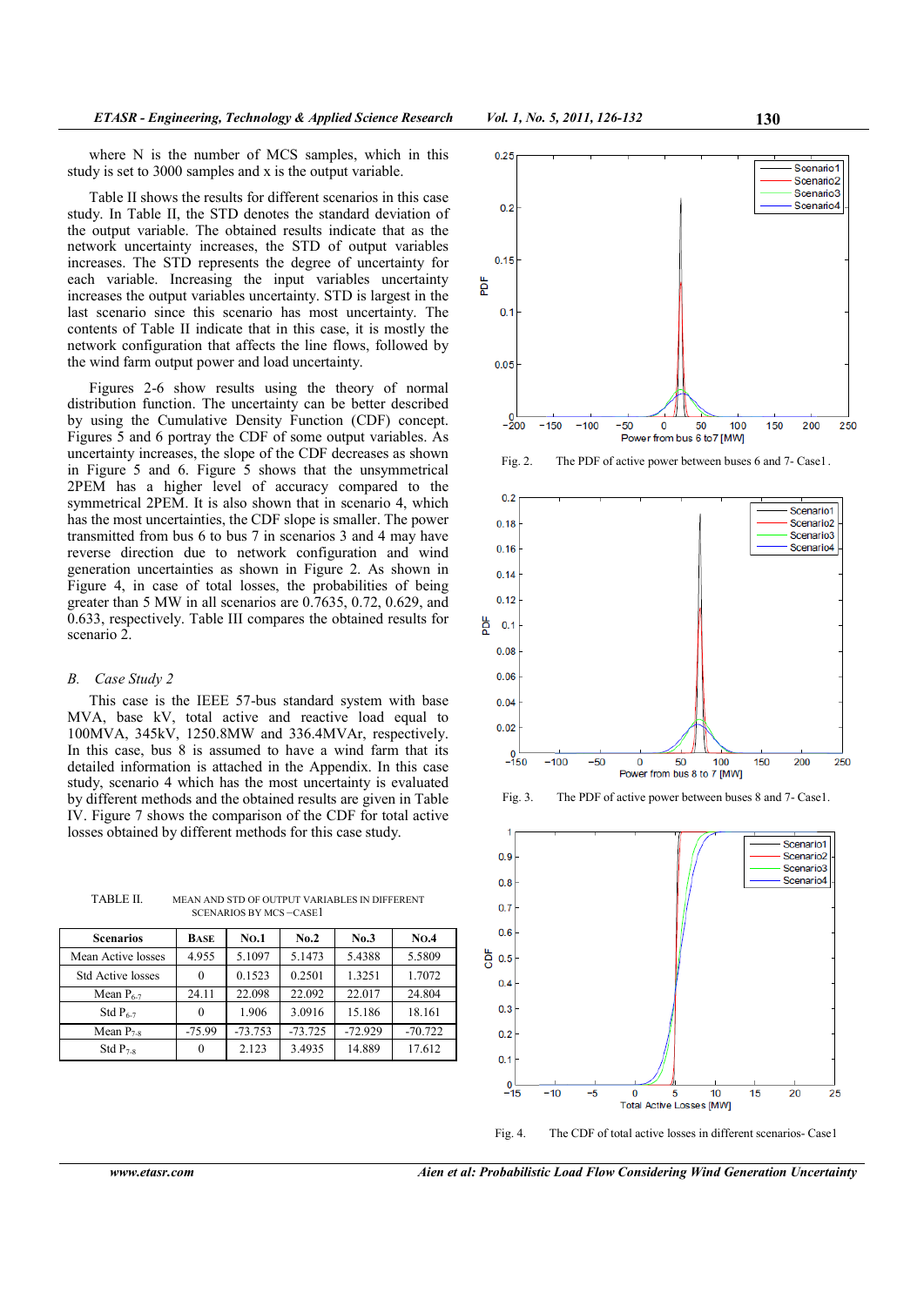where N is the number of MCS samples, which in this study is set to 3000 samples and x is the output variable.

Table II shows the results for different scenarios in this case study. In Table II, the STD denotes the standard deviation of the output variable. The obtained results indicate that as the network uncertainty increases, the STD of output variables increases. The STD represents the degree of uncertainty for each variable. Increasing the input variables uncertainty increases the output variables uncertainty. STD is largest in the last scenario since this scenario has most uncertainty. The contents of Table II indicate that in this case, it is mostly the network configuration that affects the line flows, followed by the wind farm output power and load uncertainty.

Figures 2-6 show results using the theory of normal distribution function. The uncertainty can be better described by using the Cumulative Density Function (CDF) concept. Figures 5 and 6 portray the CDF of some output variables. As uncertainty increases, the slope of the CDF decreases as shown in Figure 5 and 6. Figure 5 shows that the unsymmetrical 2PEM has a higher level of accuracy compared to the symmetrical 2PEM. It is also shown that in scenario 4, which has the most uncertainties, the CDF slope is smaller. The power transmitted from bus 6 to bus 7 in scenarios 3 and 4 may have reverse direction due to network configuration and wind generation uncertainties as shown in Figure 2. As shown in Figure 4, in case of total losses, the probabilities of being greater than 5 MW in all scenarios are 0.7635, 0.72, 0.629, and 0.633, respectively. Table III compares the obtained results for scenario 2.

### B. *Case Study 2*

This case is the IEEE 57-bus standard system with base MVA, base kV, total active and reactive load equal to 100MVA, 345kV, 1250.8MW and 336.4MVAr, respectively. In this case, bus 8 is assumed to have a wind farm that its detailed information is attached in the Appendix. In this case study, scenario 4 which has the most uncertainty is evaluated by different methods and the obtained results are given in Table IV. Figure 7 shows the comparison of the CDF for total active losses obtained by different methods for this case study.

TABLE II. MEAN AND STD OF OUTPUT VARIABLES IN DIFFERENT SCENARIOS BY MCS –CASE1

| Scenarios | BASE | NO.1 | No.2 | No.3 | NO.4 |
|---|---|---|---|---|---|
| Mean Active losses | 4.955 | 5.1097 | 5.1473 | 5.4388 | 5.5809 |
| Std Active losses | 0 | 0.1523 | 0.2501 | 1.3251 | 1.7072 |
| Mean $P_{6\text{-}7}$ | 24.11 | 22.098 | 22.092 | 22.017 | 24.804 |
| Std $P_{6\text{-}7}$ | 0 | 1.906 | 3.0916 | 15.186 | 18.161 |
| Mean $P_{7\text{-}8}$ | -75.99 | -73.753 | -73.725 | -72.929 | -70.722 |
| Std $P_{7\text{-}8}$ | 0 | 2.123 | 3.4935 | 14.889 | 17.612 |

Fig. 2. The PDF of active power between buses 6 and 7- Case1.

Fig. 3. The PDF of active power between buses 8 and 7- Case1.

Fig. 4. The CDF of total active losses in different scenarios- Case1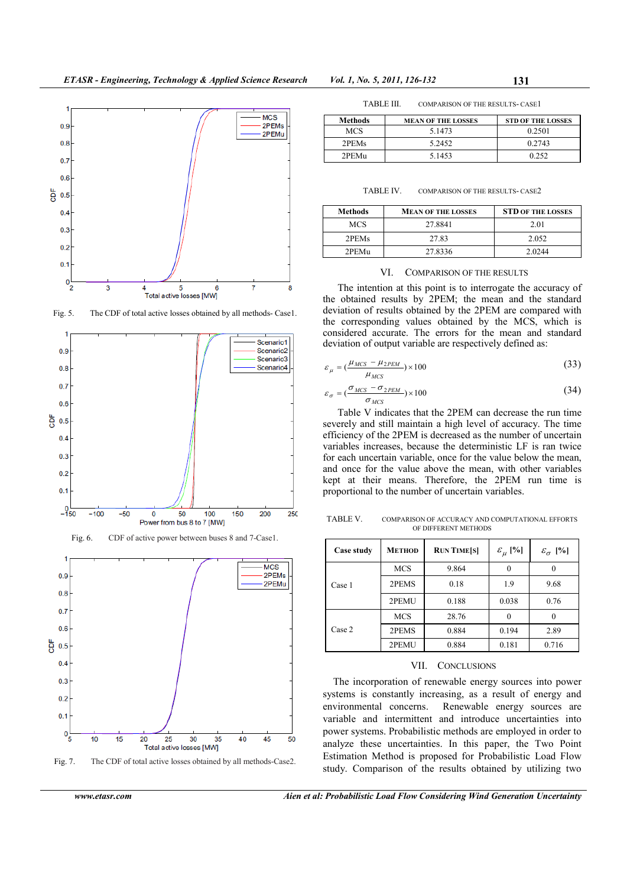Fig. 5. The CDF of total active losses obtained by all methods- Case1.

Fig. 6. CDF of active power between buses 8 and 7-Case1.

Fig. 7. The CDF of total active losses obtained by all methods-Case2.

TABLE III. COMPARISON OF THE RESULTS- CASE1

| Methods | MEAN OF THE LOSSES | STD OF THE LOSSES |
|---|---|---|
| MCS | 5.1473 | 0.2501 |
| 2PEMs | 5.2452 | 0.2743 |
| 2PEMu | 5.1453 | 0.252 |

TABLE IV. COMPARISON OF THE RESULTS- CASE2

| Methods | MEAN OF THE LOSSES | STD OF THE LOSSES |
|---|---|---|
| MCS | 27.8841 | 2.01 |
| 2PEMs | 27.83 | 2.052 |
| 2PEMu | 27.8336 | 2.0244 |

## VI. COMPARISON OF THE RESULTS

The intention at this point is to interrogate the accuracy of the obtained results by 2PEM; the mean and the standard deviation of results obtained by the 2PEM are compared with the corresponding values obtained by the MCS, which is considered accurate. The errors for the mean and standard deviation of output variable are respectively defined as:

$$\varepsilon_{\mu} = (\frac{\mu_{MCS} - \mu_{2PEM}}{\mu_{MCS}}) \times 100 \tag{33}$$

$$\varepsilon_{\sigma} = (\frac{\sigma_{MCS} - \sigma_{2PEM}}{\sigma_{MCS}}) \times 100 \tag{34}$$

Table V indicates that the 2PEM can decrease the run time severely and still maintain a high level of accuracy. The time efficiency of the 2PEM is decreased as the number of uncertain variables increases, because the deterministic LF is ran twice for each uncertain variable, once for the value below the mean, and once for the value above the mean, with other variables kept at their means. Therefore, the 2PEM run time is proportional to the number of uncertain variables.

TABLE V. COMPARISON OF ACCURACY AND COMPUTATIONAL EFFORTS OF DIFFERENT METHODS

| Case study | METHOD | RUN TIME[S] | $\varepsilon_{\mu}$ [%] | $\varepsilon_{\sigma}$ [%] |
|---|---|---|---|---|
| Case 1 | MCS | 9.864 | 0 | 0 |
| | 2PEMS | 0.18 | 1.9 | 9.68 |
| | 2PEMU | 0.188 | 0.038 | 0.76 |
| Case 2 | MCS | 28.76 | 0 | 0 |
| | 2PEMS | 0.884 | 0.194 | 2.89 |
| | 2PEMU | 0.884 | 0.181 | 0.716 |

## VII. CONCLUSIONS

The incorporation of renewable energy sources into power systems is constantly increasing, as a result of energy and environmental concerns. Renewable energy sources are variable and intermittent and introduce uncertainties into power systems. Probabilistic methods are employed in order to analyze these uncertainties. In this paper, the Two Point Estimation Method is proposed for Probabilistic Load Flow study. Comparison of the results obtained by utilizing two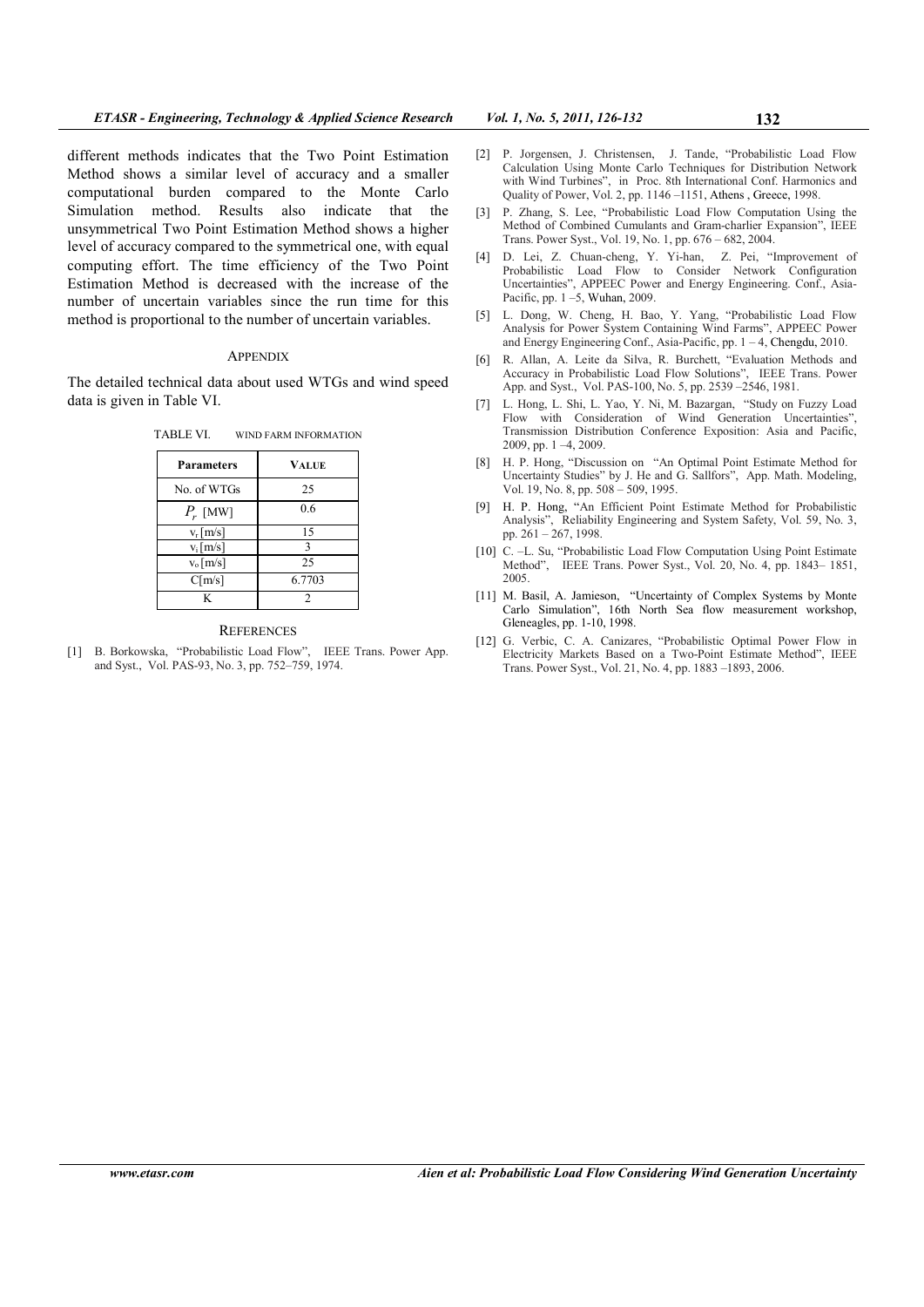different methods indicates that the Two Point Estimation Method shows a similar level of accuracy and a smaller computational burden compared to the Monte Carlo Simulation method. Results also indicate that the unsymmetrical Two Point Estimation Method shows a higher level of accuracy compared to the symmetrical one, with equal computing effort. The time efficiency of the Two Point Estimation Method is decreased with the increase of the number of uncertain variables since the run time for this method is proportional to the number of uncertain variables.

## APPENDIX

The detailed technical data about used WTGs and wind speed data is given in Table VI.

TABLE VI. WIND FARM INFORMATION

| Parameters | VALUE |
|---|---|
| No. of WTGs | 25 |
| $P_r$ [MW] | 0.6 |
| $v_r$ [m/s] | 15 |
| $v_i$ [m/s] | 3 |
| $v_o$ [m/s] | 25 |
| C[m/s] | 6.7703 |
| K | 2 |

## REFERENCES

[1] B. Borkowska, "Probabilistic Load Flow", IEEE Trans. Power App. and Syst., Vol. PAS-93, No. 3, pp. 752–759, 1974.

[2] P. Jorgensen, J. Christensen, J. Tande, "Probabilistic Load Flow Calculation Using Monte Carlo Techniques for Distribution Network with Wind Turbines", in Proc. 8th International Conf. Harmonics and Quality of Power, Vol. 2, pp. 1146 –1151, Athens , Greece, 1998.

[3] P. Zhang, S. Lee, "Probabilistic Load Flow Computation Using the Method of Combined Cumulants and Gram-charlier Expansion", IEEE Trans. Power Syst., Vol. 19, No. 1, pp. 676 – 682, 2004.

[4] D. Lei, Z. Chuan-cheng, Y. Yi-han, Z. Pei, "Improvement of Probabilistic Load Flow to Consider Network Configuration Uncertainties", APPEEC Power and Energy Engineering. Conf., Asia-Pacific, pp. 1 –5, Wuhan, 2009.

[5] L. Dong, W. Cheng, H. Bao, Y. Yang, "Probabilistic Load Flow Analysis for Power System Containing Wind Farms", APPEEC Power and Energy Engineering Conf., Asia-Pacific, pp. 1 – 4, Chengdu, 2010.

[6] R. Allan, A. Leite da Silva, R. Burchett, "Evaluation Methods and Accuracy in Probabilistic Load Flow Solutions", IEEE Trans. Power App. and Syst., Vol. PAS-100, No. 5, pp. 2539 –2546, 1981.

[7] L. Hong, L. Shi, L. Yao, Y. Ni, M. Bazargan, "Study on Fuzzy Load Flow with Consideration of Wind Generation Uncertainties", Transmission Distribution Conference Exposition: Asia and Pacific, 2009, pp. 1 –4, 2009.

[8] H. P. Hong, "Discussion on "An Optimal Point Estimate Method for Uncertainty Studies" by J. He and G. Sallfors", App. Math. Modeling, Vol. 19, No. 8, pp. 508 – 509, 1995.

[9] H. P. Hong, "An Efficient Point Estimate Method for Probabilistic Analysis", Reliability Engineering and System Safety, Vol. 59, No. 3, pp. 261 – 267, 1998.

[10] C. –L. Su, "Probabilistic Load Flow Computation Using Point Estimate Method", IEEE Trans. Power Syst., Vol. 20, No. 4, pp. 1843– 1851, 2005.

[11] M. Basil, A. Jamieson, "Uncertainty of Complex Systems by Monte Carlo Simulation", 16th North Sea flow measurement workshop, Gleneagles, pp. 1-10, 1998.

[12] G. Verbic, C. A. Canizares, "Probabilistic Optimal Power Flow in Electricity Markets Based on a Two-Point Estimate Method", IEEE Trans. Power Syst., Vol. 21, No. 4, pp. 1883 –1893, 2006.